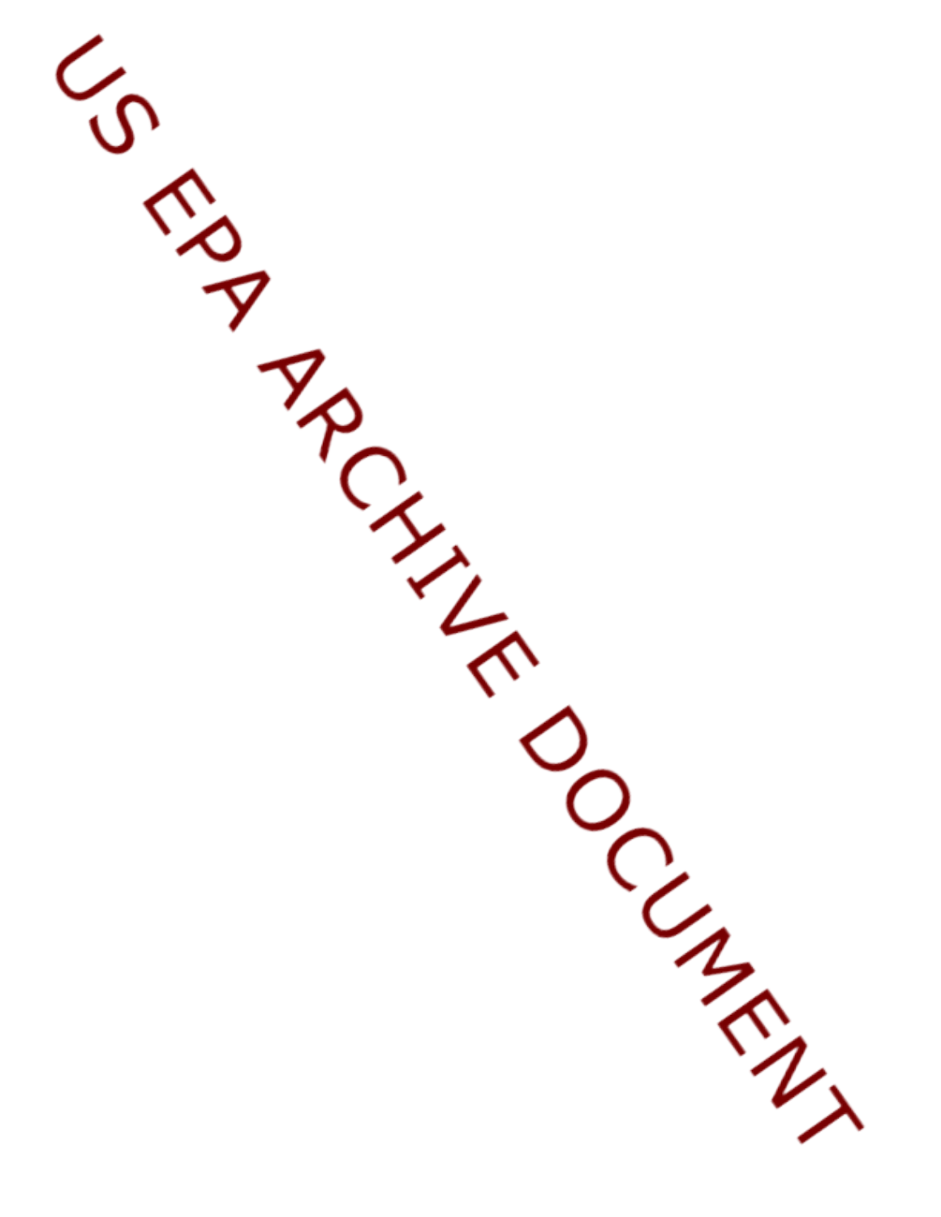US EPA ARCHIVE DOCUMENT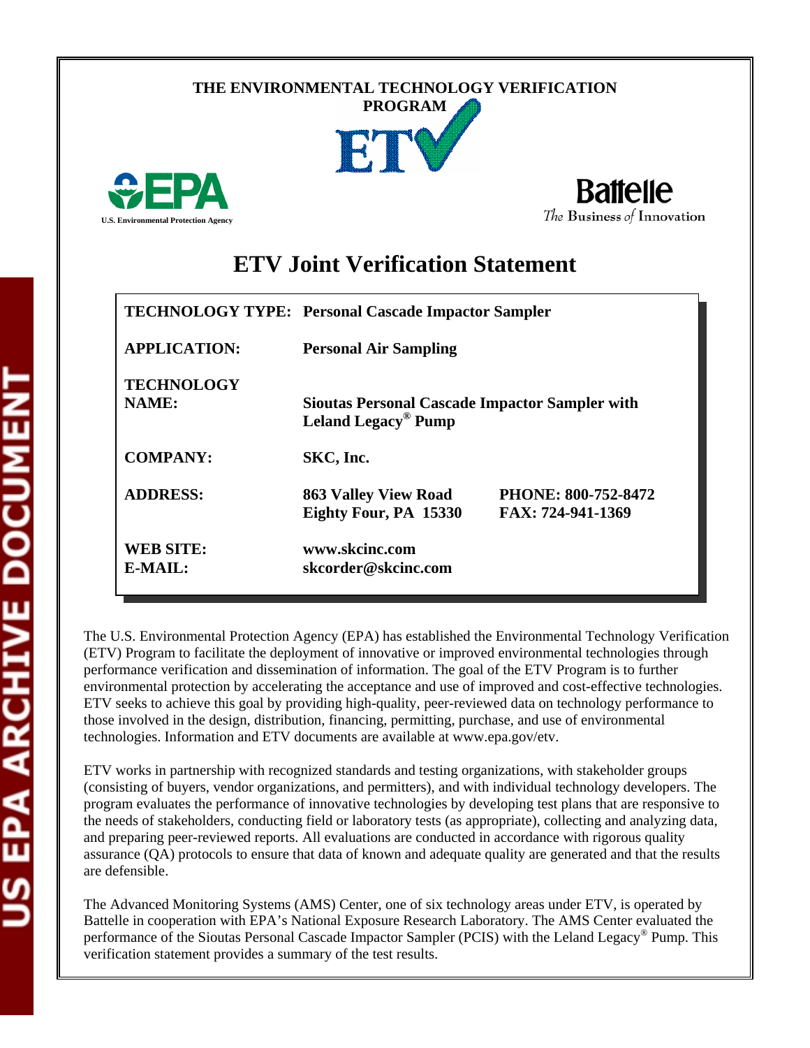THE ENVIRONMENTAL TECHNOLOGY VERIFICATION PROGRAM

U.S. Environmental Protection Agency

Battelle
The Business of Innovation

# ETV Joint Verification Statement

| | | |
|---|---|---|
| **TECHNOLOGY TYPE:** | **Personal Cascade Impactor Sampler** | |
| **APPLICATION:** | **Personal Air Sampling** | |
| **TECHNOLOGY NAME:** | **Sioutas Personal Cascade Impactor Sampler with Leland Legacy® Pump** | |
| **COMPANY:** | **SKC, Inc.** | |
| **ADDRESS:** | **863 Valley View Road<br>Eighty Four, PA 15330** | **PHONE: 800-752-8472<br>FAX: 724-941-1369** |
| **WEB SITE:<br>E-MAIL:** | **www.skcinc.com<br>skcorder@skcinc.com** | |

The U.S. Environmental Protection Agency (EPA) has established the Environmental Technology Verification (ETV) Program to facilitate the deployment of innovative or improved environmental technologies through performance verification and dissemination of information. The goal of the ETV Program is to further environmental protection by accelerating the acceptance and use of improved and cost-effective technologies. ETV seeks to achieve this goal by providing high-quality, peer-reviewed data on technology performance to those involved in the design, distribution, financing, permitting, purchase, and use of environmental technologies. Information and ETV documents are available at www.epa.gov/etv.

ETV works in partnership with recognized standards and testing organizations, with stakeholder groups (consisting of buyers, vendor organizations, and permitters), and with individual technology developers. The program evaluates the performance of innovative technologies by developing test plans that are responsive to the needs of stakeholders, conducting field or laboratory tests (as appropriate), collecting and analyzing data, and preparing peer-reviewed reports. All evaluations are conducted in accordance with rigorous quality assurance (QA) protocols to ensure that data of known and adequate quality are generated and that the results are defensible.

The Advanced Monitoring Systems (AMS) Center, one of six technology areas under ETV, is operated by Battelle in cooperation with EPA's National Exposure Research Laboratory. The AMS Center evaluated the performance of the Sioutas Personal Cascade Impactor Sampler (PCIS) with the Leland Legacy® Pump. This verification statement provides a summary of the test results.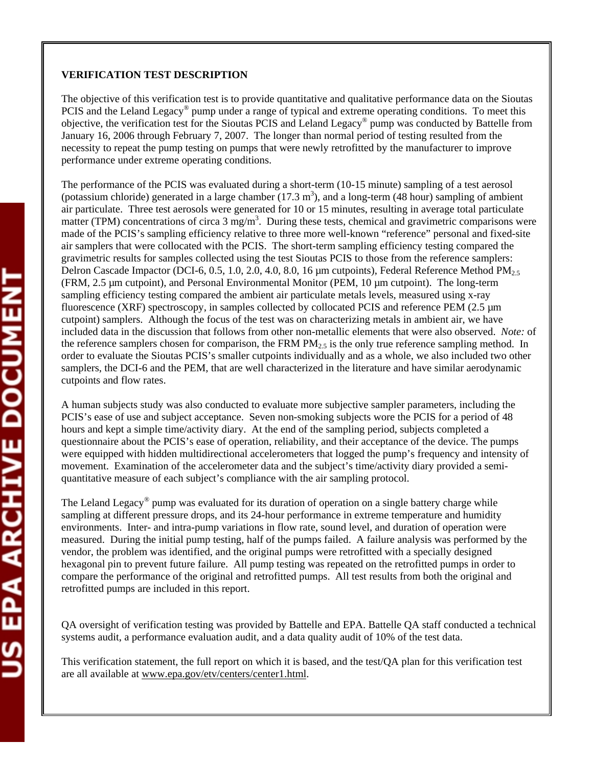**VERIFICATION TEST DESCRIPTION**

The objective of this verification test is to provide quantitative and qualitative performance data on the Sioutas PCIS and the Leland Legacy® pump under a range of typical and extreme operating conditions. To meet this objective, the verification test for the Sioutas PCIS and Leland Legacy® pump was conducted by Battelle from January 16, 2006 through February 7, 2007. The longer than normal period of testing resulted from the necessity to repeat the pump testing on pumps that were newly retrofitted by the manufacturer to improve performance under extreme operating conditions.

The performance of the PCIS was evaluated during a short-term (10-15 minute) sampling of a test aerosol (potassium chloride) generated in a large chamber (17.3 $m^3$), and a long-term (48 hour) sampling of ambient air particulate. Three test aerosols were generated for 10 or 15 minutes, resulting in average total particulate matter (TPM) concentrations of circa 3 $mg/m^3$. During these tests, chemical and gravimetric comparisons were made of the PCIS's sampling efficiency relative to three more well-known "reference" personal and fixed-site air samplers that were collocated with the PCIS. The short-term sampling efficiency testing compared the gravimetric results for samples collected using the test Sioutas PCIS to those from the reference samplers: Delron Cascade Impactor (DCI-6, 0.5, 1.0, 2.0, 4.0, 8.0, 16 µm cutpoints), Federal Reference Method $PM_{2.5}$ (FRM, 2.5 µm cutpoint), and Personal Environmental Monitor (PEM, 10 µm cutpoint). The long-term sampling efficiency testing compared the ambient air particulate metals levels, measured using x-ray fluorescence (XRF) spectroscopy, in samples collected by collocated PCIS and reference PEM (2.5 µm cutpoint) samplers. Although the focus of the test was on characterizing metals in ambient air, we have included data in the discussion that follows from other non-metallic elements that were also observed. *Note:* of the reference samplers chosen for comparison, the FRM $PM_{2.5}$ is the only true reference sampling method. In order to evaluate the Sioutas PCIS's smaller cutpoints individually and as a whole, we also included two other samplers, the DCI-6 and the PEM, that are well characterized in the literature and have similar aerodynamic cutpoints and flow rates.

A human subjects study was also conducted to evaluate more subjective sampler parameters, including the PCIS's ease of use and subject acceptance. Seven non-smoking subjects wore the PCIS for a period of 48 hours and kept a simple time/activity diary. At the end of the sampling period, subjects completed a questionnaire about the PCIS's ease of operation, reliability, and their acceptance of the device. The pumps were equipped with hidden multidirectional accelerometers that logged the pump's frequency and intensity of movement. Examination of the accelerometer data and the subject's time/activity diary provided a semi-quantitative measure of each subject's compliance with the air sampling protocol.

The Leland Legacy® pump was evaluated for its duration of operation on a single battery charge while sampling at different pressure drops, and its 24-hour performance in extreme temperature and humidity environments. Inter- and intra-pump variations in flow rate, sound level, and duration of operation were measured. During the initial pump testing, half of the pumps failed. A failure analysis was performed by the vendor, the problem was identified, and the original pumps were retrofitted with a specially designed hexagonal pin to prevent future failure. All pump testing was repeated on the retrofitted pumps in order to compare the performance of the original and retrofitted pumps. All test results from both the original and retrofitted pumps are included in this report.

QA oversight of verification testing was provided by Battelle and EPA. Battelle QA staff conducted a technical systems audit, a performance evaluation audit, and a data quality audit of 10% of the test data.

This verification statement, the full report on which it is based, and the test/QA plan for this verification test are all available at www.epa.gov/etv/centers/center1.html.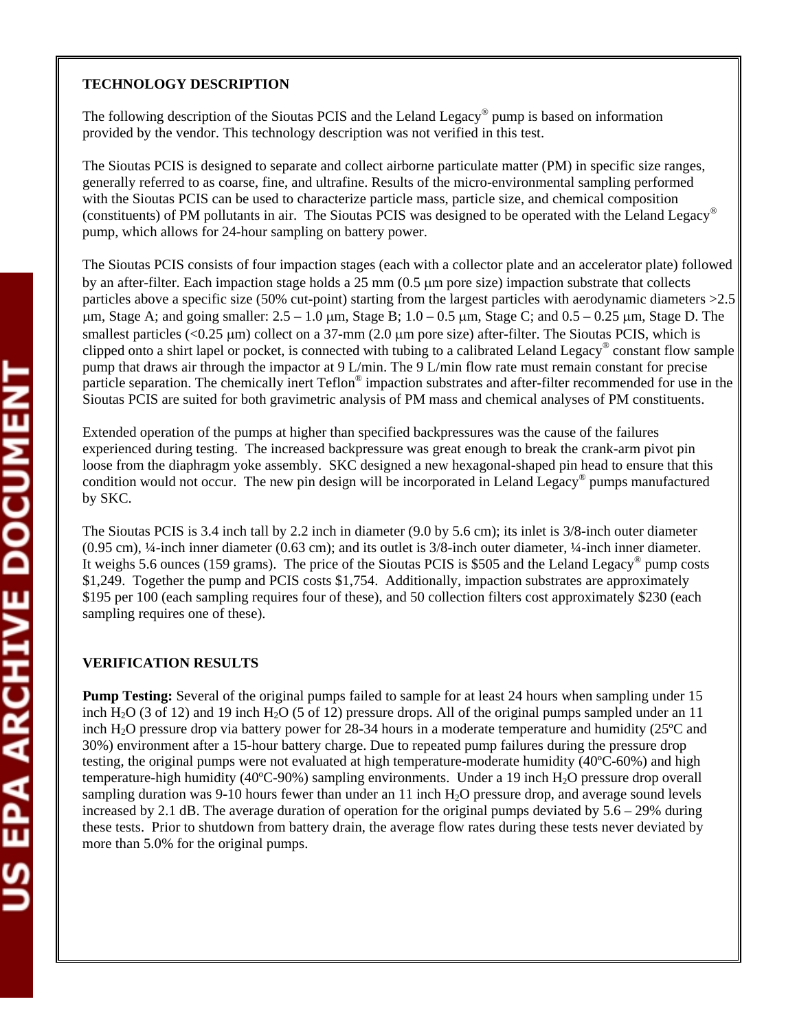## TECHNOLOGY DESCRIPTION

The following description of the Sioutas PCIS and the Leland Legacy® pump is based on information provided by the vendor. This technology description was not verified in this test.

The Sioutas PCIS is designed to separate and collect airborne particulate matter (PM) in specific size ranges, generally referred to as coarse, fine, and ultrafine. Results of the micro-environmental sampling performed with the Sioutas PCIS can be used to characterize particle mass, particle size, and chemical composition (constituents) of PM pollutants in air. The Sioutas PCIS was designed to be operated with the Leland Legacy® pump, which allows for 24-hour sampling on battery power.

The Sioutas PCIS consists of four impaction stages (each with a collector plate and an accelerator plate) followed by an after-filter. Each impaction stage holds a 25 mm (0.5 μm pore size) impaction substrate that collects particles above a specific size (50% cut-point) starting from the largest particles with aerodynamic diameters >2.5 μm, Stage A; and going smaller: 2.5 – 1.0 μm, Stage B; 1.0 – 0.5 μm, Stage C; and 0.5 – 0.25 μm, Stage D. The smallest particles (<0.25 μm) collect on a 37-mm (2.0 μm pore size) after-filter. The Sioutas PCIS, which is clipped onto a shirt lapel or pocket, is connected with tubing to a calibrated Leland Legacy® constant flow sample pump that draws air through the impactor at 9 L/min. The 9 L/min flow rate must remain constant for precise particle separation. The chemically inert Teflon® impaction substrates and after-filter recommended for use in the Sioutas PCIS are suited for both gravimetric analysis of PM mass and chemical analyses of PM constituents.

Extended operation of the pumps at higher than specified backpressures was the cause of the failures experienced during testing. The increased backpressure was great enough to break the crank-arm pivot pin loose from the diaphragm yoke assembly. SKC designed a new hexagonal-shaped pin head to ensure that this condition would not occur. The new pin design will be incorporated in Leland Legacy® pumps manufactured by SKC.

The Sioutas PCIS is 3.4 inch tall by 2.2 inch in diameter (9.0 by 5.6 cm); its inlet is 3/8-inch outer diameter (0.95 cm), ¼-inch inner diameter (0.63 cm); and its outlet is 3/8-inch outer diameter, ¼-inch inner diameter. It weighs 5.6 ounces (159 grams). The price of the Sioutas PCIS is $505 and the Leland Legacy® pump costs $1,249. Together the pump and PCIS costs $1,754. Additionally, impaction substrates are approximately $195 per 100 (each sampling requires four of these), and 50 collection filters cost approximately $230 (each sampling requires one of these).

## VERIFICATION RESULTS

**Pump Testing:** Several of the original pumps failed to sample for at least 24 hours when sampling under 15 inch $H_2O$ (3 of 12) and 19 inch $H_2O$ (5 of 12) pressure drops. All of the original pumps sampled under an 11 inch $H_2O$ pressure drop via battery power for 28-34 hours in a moderate temperature and humidity (25ºC and 30%) environment after a 15-hour battery charge. Due to repeated pump failures during the pressure drop testing, the original pumps were not evaluated at high temperature-moderate humidity (40ºC-60%) and high temperature-high humidity (40ºC-90%) sampling environments. Under a 19 inch $H_2O$ pressure drop overall sampling duration was 9-10 hours fewer than under an 11 inch $H_2O$ pressure drop, and average sound levels increased by 2.1 dB. The average duration of operation for the original pumps deviated by 5.6 – 29% during these tests. Prior to shutdown from battery drain, the average flow rates during these tests never deviated by more than 5.0% for the original pumps.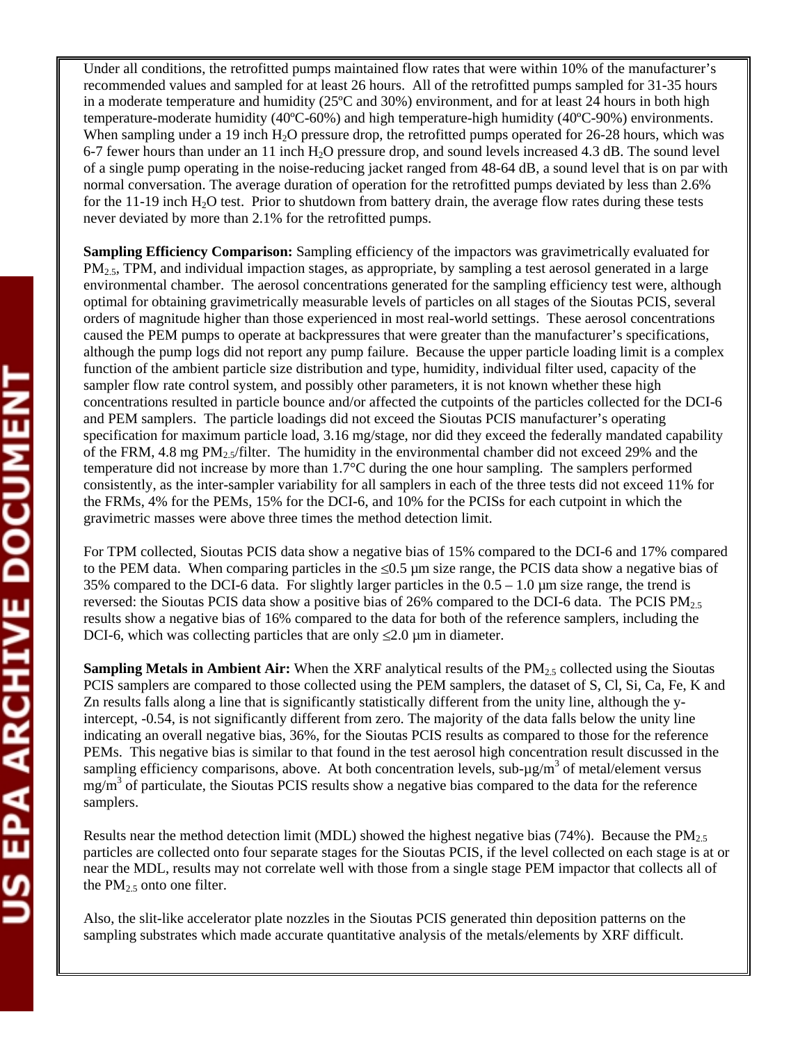Under all conditions, the retrofitted pumps maintained flow rates that were within 10% of the manufacturer's recommended values and sampled for at least 26 hours. All of the retrofitted pumps sampled for 31-35 hours in a moderate temperature and humidity (25ºC and 30%) environment, and for at least 24 hours in both high temperature-moderate humidity (40ºC-60%) and high temperature-high humidity (40ºC-90%) environments. When sampling under a 19 inch $H_2O$ pressure drop, the retrofitted pumps operated for 26-28 hours, which was 6-7 fewer hours than under an 11 inch $H_2O$ pressure drop, and sound levels increased 4.3 dB. The sound level of a single pump operating in the noise-reducing jacket ranged from 48-64 dB, a sound level that is on par with normal conversation. The average duration of operation for the retrofitted pumps deviated by less than 2.6% for the 11-19 inch $H_2O$ test. Prior to shutdown from battery drain, the average flow rates during these tests never deviated by more than 2.1% for the retrofitted pumps.

**Sampling Efficiency Comparison:** Sampling efficiency of the impactors was gravimetrically evaluated for $PM_{2.5}$, TPM, and individual impaction stages, as appropriate, by sampling a test aerosol generated in a large environmental chamber. The aerosol concentrations generated for the sampling efficiency test were, although optimal for obtaining gravimetrically measurable levels of particles on all stages of the Sioutas PCIS, several orders of magnitude higher than those experienced in most real-world settings. These aerosol concentrations caused the PEM pumps to operate at backpressures that were greater than the manufacturer's specifications, although the pump logs did not report any pump failure. Because the upper particle loading limit is a complex function of the ambient particle size distribution and type, humidity, individual filter used, capacity of the sampler flow rate control system, and possibly other parameters, it is not known whether these high concentrations resulted in particle bounce and/or affected the cutpoints of the particles collected for the DCI-6 and PEM samplers. The particle loadings did not exceed the Sioutas PCIS manufacturer's operating specification for maximum particle load, 3.16 mg/stage, nor did they exceed the federally mandated capability of the FRM, 4.8 mg $PM_{2.5}$/filter. The humidity in the environmental chamber did not exceed 29% and the temperature did not increase by more than 1.7°C during the one hour sampling. The samplers performed consistently, as the inter-sampler variability for all samplers in each of the three tests did not exceed 11% for the FRMs, 4% for the PEMs, 15% for the DCI-6, and 10% for the PCISs for each cutpoint in which the gravimetric masses were above three times the method detection limit.

For TPM collected, Sioutas PCIS data show a negative bias of 15% compared to the DCI-6 and 17% compared to the PEM data. When comparing particles in the ≤0.5 µm size range, the PCIS data show a negative bias of 35% compared to the DCI-6 data. For slightly larger particles in the 0.5 – 1.0 µm size range, the trend is reversed: the Sioutas PCIS data show a positive bias of 26% compared to the DCI-6 data. The PCIS $PM_{2.5}$ results show a negative bias of 16% compared to the data for both of the reference samplers, including the DCI-6, which was collecting particles that are only ≤2.0 µm in diameter.

**Sampling Metals in Ambient Air:** When the XRF analytical results of the $PM_{2.5}$ collected using the Sioutas PCIS samplers are compared to those collected using the PEM samplers, the dataset of S, Cl, Si, Ca, Fe, K and Zn results falls along a line that is significantly statistically different from the unity line, although the y-intercept, -0.54, is not significantly different from zero. The majority of the data falls below the unity line indicating an overall negative bias, 36%, for the Sioutas PCIS results as compared to those for the reference PEMs. This negative bias is similar to that found in the test aerosol high concentration result discussed in the sampling efficiency comparisons, above. At both concentration levels, sub-µg/m$^3$ of metal/element versus mg/m$^3$ of particulate, the Sioutas PCIS results show a negative bias compared to the data for the reference samplers.

Results near the method detection limit (MDL) showed the highest negative bias (74%). Because the $PM_{2.5}$ particles are collected onto four separate stages for the Sioutas PCIS, if the level collected on each stage is at or near the MDL, results may not correlate well with those from a single stage PEM impactor that collects all of the $PM_{2.5}$ onto one filter.

Also, the slit-like accelerator plate nozzles in the Sioutas PCIS generated thin deposition patterns on the sampling substrates which made accurate quantitative analysis of the metals/elements by XRF difficult.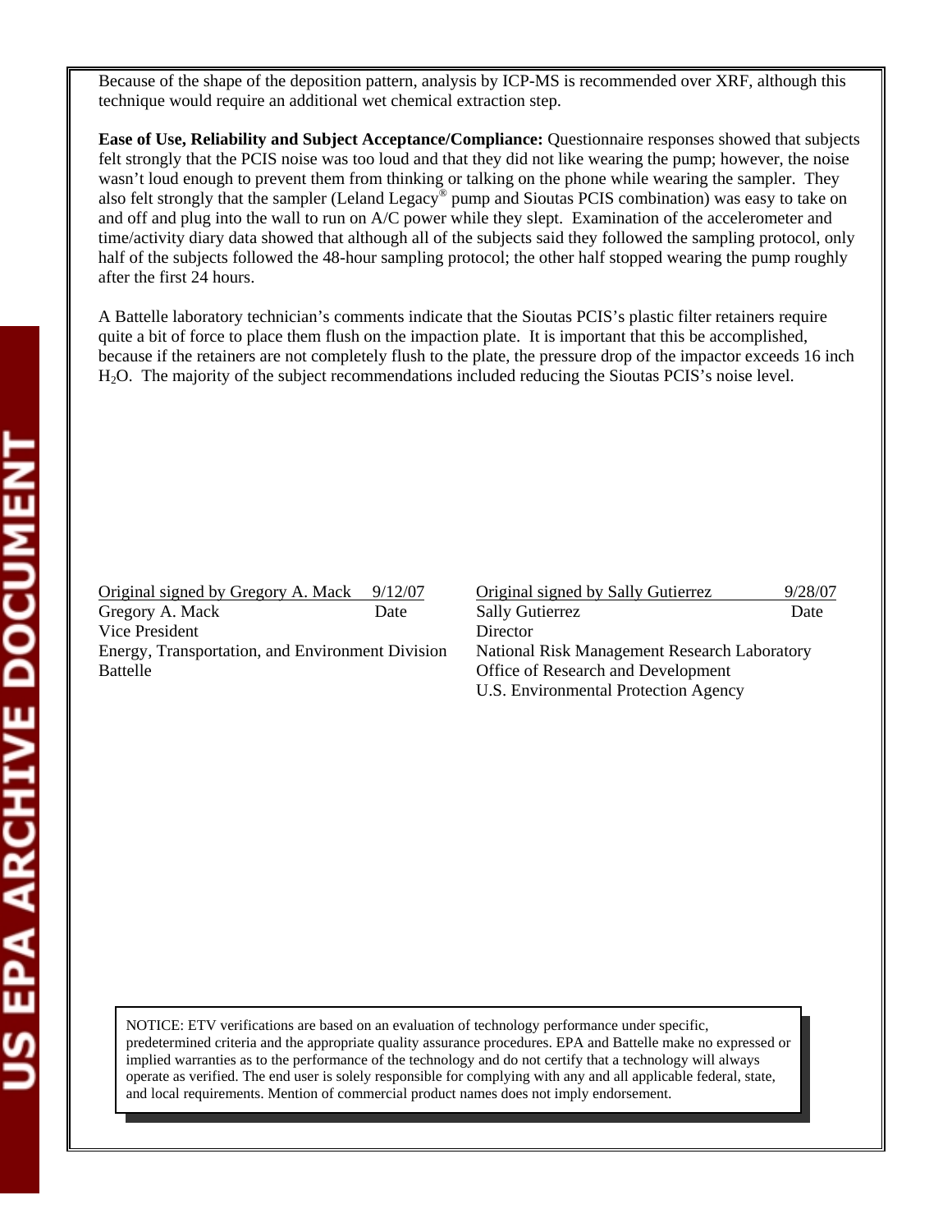Because of the shape of the deposition pattern, analysis by ICP-MS is recommended over XRF, although this technique would require an additional wet chemical extraction step.

**Ease of Use, Reliability and Subject Acceptance/Compliance:** Questionnaire responses showed that subjects felt strongly that the PCIS noise was too loud and that they did not like wearing the pump; however, the noise wasn't loud enough to prevent them from thinking or talking on the phone while wearing the sampler. They also felt strongly that the sampler (Leland Legacy® pump and Sioutas PCIS combination) was easy to take on and off and plug into the wall to run on A/C power while they slept. Examination of the accelerometer and time/activity diary data showed that although all of the subjects said they followed the sampling protocol, only half of the subjects followed the 48-hour sampling protocol; the other half stopped wearing the pump roughly after the first 24 hours.

A Battelle laboratory technician's comments indicate that the Sioutas PCIS's plastic filter retainers require quite a bit of force to place them flush on the impaction plate. It is important that this be accomplished, because if the retainers are not completely flush to the plate, the pressure drop of the impactor exceeds 16 inch $H_2O$. The majority of the subject recommendations included reducing the Sioutas PCIS's noise level.

Original signed by Gregory A. Mack 9/12/07
Gregory A. Mack Date
Vice President
Energy, Transportation, and Environment Division
Battelle

Original signed by Sally Gutierrez 9/28/07
Sally Gutierrez Date
Director
National Risk Management Research Laboratory
Office of Research and Development
U.S. Environmental Protection Agency

NOTICE: ETV verifications are based on an evaluation of technology performance under specific, predetermined criteria and the appropriate quality assurance procedures. EPA and Battelle make no expressed or implied warranties as to the performance of the technology and do not certify that a technology will always operate as verified. The end user is solely responsible for complying with any and all applicable federal, state, and local requirements. Mention of commercial product names does not imply endorsement.